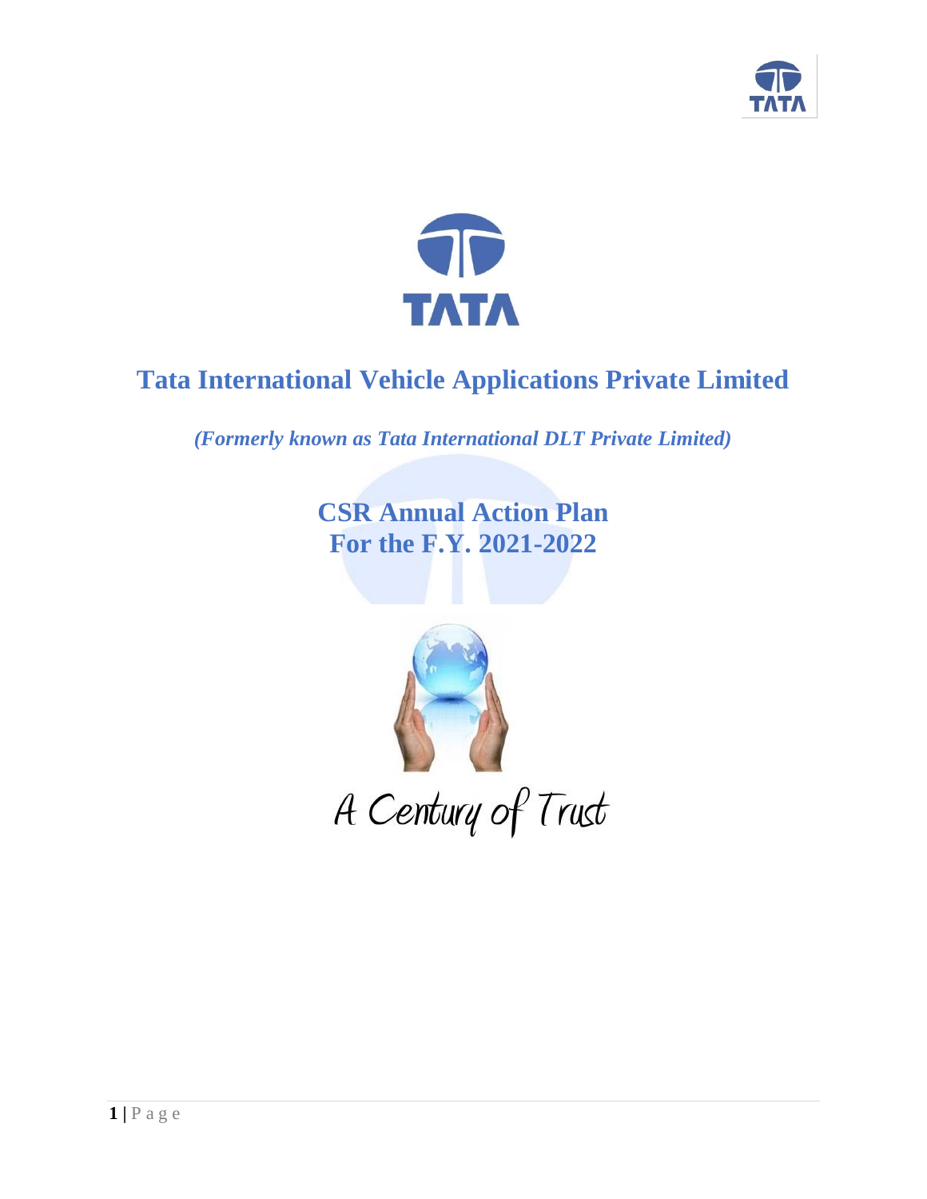TATA

# Tata International Vehicle Applications Private Limited

*(Formerly known as Tata International DLT Private Limited)*

## CSR Annual Action Plan
## For the F.Y. 2021-2022

A Century of Trust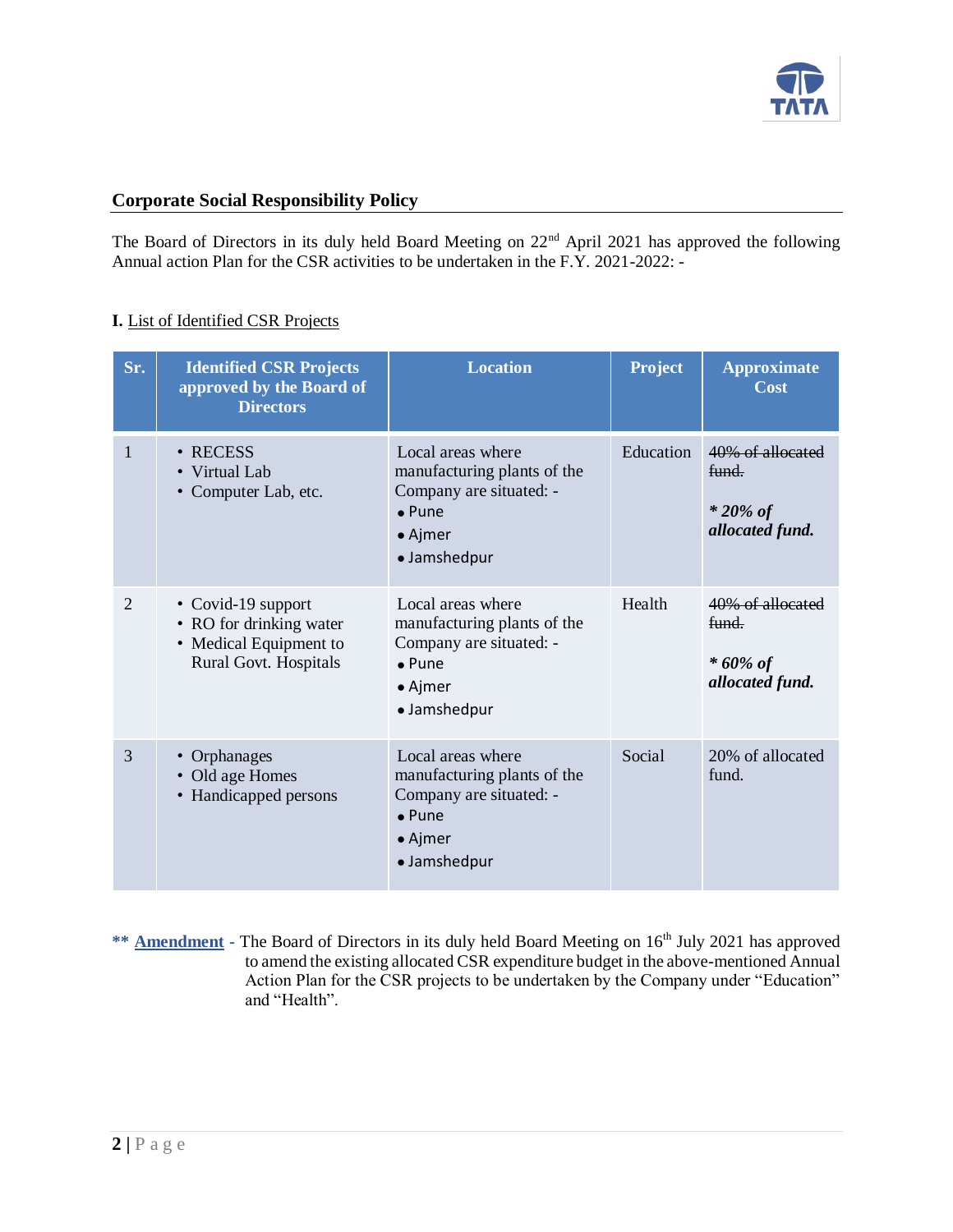## Corporate Social Responsibility Policy

The Board of Directors in its duly held Board Meeting on 22nd April 2021 has approved the following Annual action Plan for the CSR activities to be undertaken in the F.Y. 2021-2022: -

**I.** List of Identified CSR Projects

| Sr. | Identified CSR Projects approved by the Board of Directors | Location | Project | Approximate Cost |
|---|---|---|---|---|
| 1 | • RECESS<br>• Virtual Lab<br>• Computer Lab, etc. | Local areas where manufacturing plants of the Company are situated: -<br>• Pune<br>• Ajmer<br>• Jamshedpur | Education | ~~40% of allocated fund.~~<br>***\* 20% of allocated fund.*** |
| 2 | • Covid-19 support<br>• RO for drinking water<br>• Medical Equipment to Rural Govt. Hospitals | Local areas where manufacturing plants of the Company are situated: -<br>• Pune<br>• Ajmer<br>• Jamshedpur | Health | ~~40% of allocated fund.~~<br>***\* 60% of allocated fund.*** |
| 3 | • Orphanages<br>• Old age Homes<br>• Handicapped persons | Local areas where manufacturing plants of the Company are situated: -<br>• Pune<br>• Ajmer<br>• Jamshedpur | Social | 20% of allocated fund. |

**\*\* Amendment** - The Board of Directors in its duly held Board Meeting on 16th July 2021 has approved to amend the existing allocated CSR expenditure budget in the above-mentioned Annual Action Plan for the CSR projects to be undertaken by the Company under "Education" and "Health".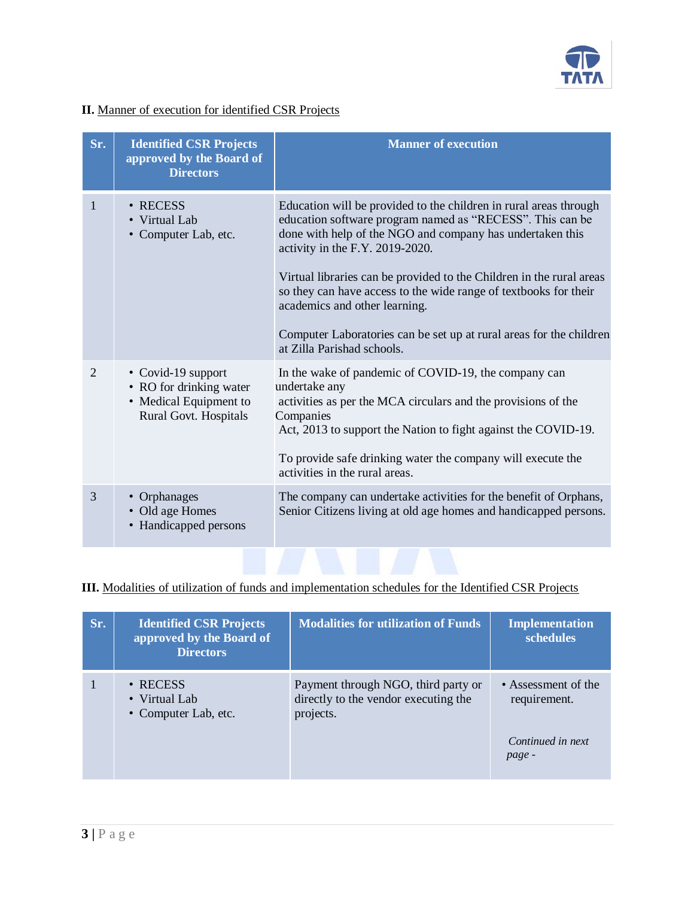**II.** Manner of execution for identified CSR Projects

| Sr. | Identified CSR Projects approved by the Board of Directors | Manner of execution |
|---|---|---|
| 1 | • RECESS<br>• Virtual Lab<br>• Computer Lab, etc. | Education will be provided to the children in rural areas through education software program named as "RECESS". This can be done with help of the NGO and company has undertaken this activity in the F.Y. 2019-2020.<br><br>Virtual libraries can be provided to the Children in the rural areas so they can have access to the wide range of textbooks for their academics and other learning.<br><br>Computer Laboratories can be set up at rural areas for the children at Zilla Parishad schools. |
| 2 | • Covid-19 support<br>• RO for drinking water<br>• Medical Equipment to Rural Govt. Hospitals | In the wake of pandemic of COVID-19, the company can undertake any activities as per the MCA circulars and the provisions of the Companies Act, 2013 to support the Nation to fight against the COVID-19.<br><br>To provide safe drinking water the company will execute the activities in the rural areas. |
| 3 | • Orphanages<br>• Old age Homes<br>• Handicapped persons | The company can undertake activities for the benefit of Orphans, Senior Citizens living at old age homes and handicapped persons. |

**III.** Modalities of utilization of funds and implementation schedules for the Identified CSR Projects

| Sr. | Identified CSR Projects approved by the Board of Directors | Modalities for utilization of Funds | Implementation schedules |
|---|---|---|---|
| 1 | • RECESS<br>• Virtual Lab<br>• Computer Lab, etc. | Payment through NGO, third party or directly to the vendor executing the projects. | • Assessment of the requirement.<br><br>*Continued in next page -* |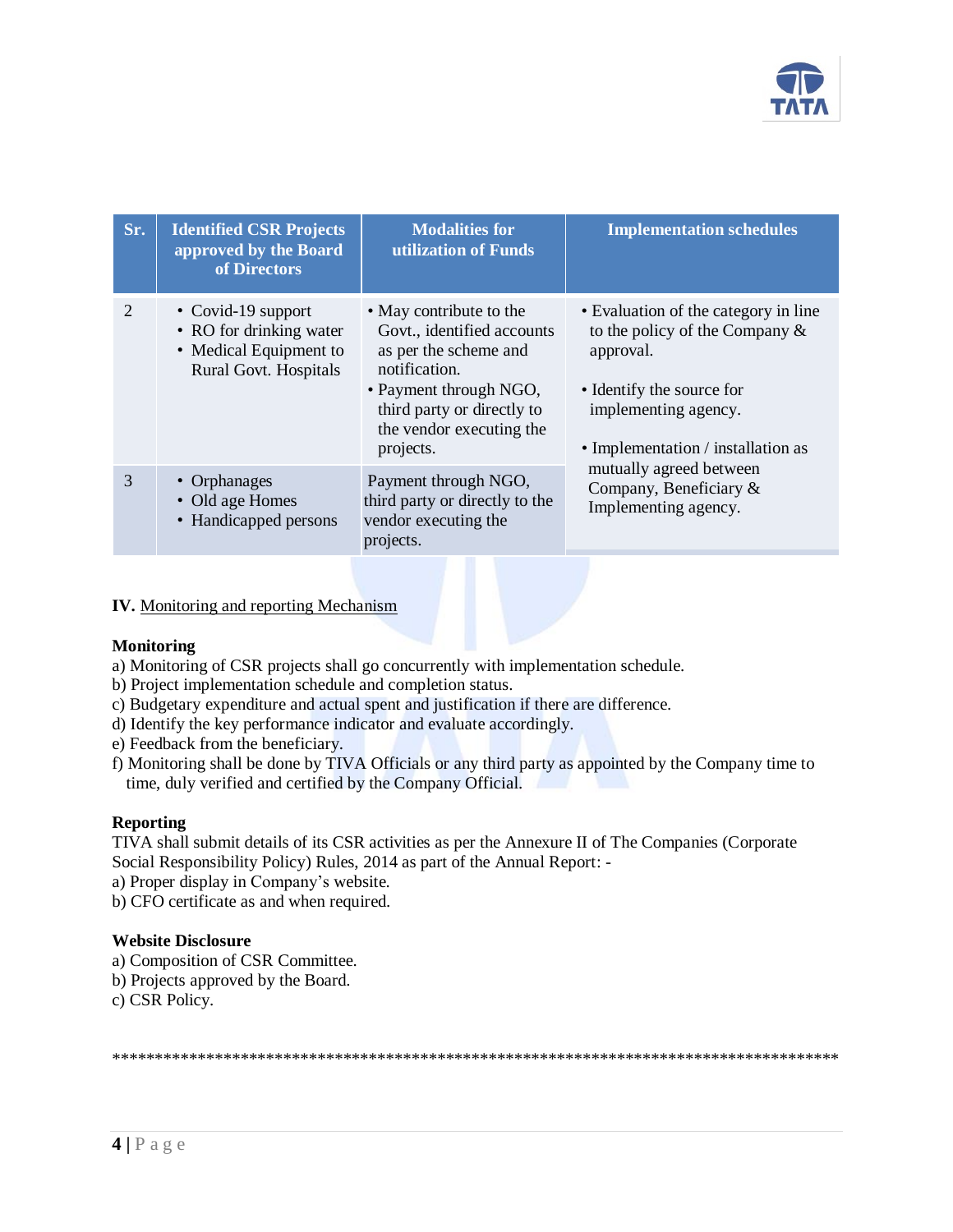| Sr. | Identified CSR Projects approved by the Board of Directors | Modalities for utilization of Funds | Implementation schedules |
|---|---|---|---|
| 2 | • Covid-19 support<br>• RO for drinking water<br>• Medical Equipment to Rural Govt. Hospitals | • May contribute to the Govt., identified accounts as per the scheme and notification.<br>• Payment through NGO, third party or directly to the vendor executing the projects. | • Evaluation of the category in line to the policy of the Company & approval.<br>• Identify the source for implementing agency.<br>• Implementation / installation as mutually agreed between Company, Beneficiary & Implementing agency. |
| 3 | • Orphanages<br>• Old age Homes<br>• Handicapped persons | Payment through NGO, third party or directly to the vendor executing the projects. | |

**IV.** Monitoring and reporting Mechanism

**Monitoring**

a) Monitoring of CSR projects shall go concurrently with implementation schedule.
b) Project implementation schedule and completion status.
c) Budgetary expenditure and actual spent and justification if there are difference.
d) Identify the key performance indicator and evaluate accordingly.
e) Feedback from the beneficiary.
f) Monitoring shall be done by TIVA Officials or any third party as appointed by the Company time to time, duly verified and certified by the Company Official.

**Reporting**

TIVA shall submit details of its CSR activities as per the Annexure II of The Companies (Corporate Social Responsibility Policy) Rules, 2014 as part of the Annual Report: -
a) Proper display in Company's website.
b) CFO certificate as and when required.

**Website Disclosure**

a) Composition of CSR Committee.
b) Projects approved by the Board.
c) CSR Policy.

******************************************************************************************